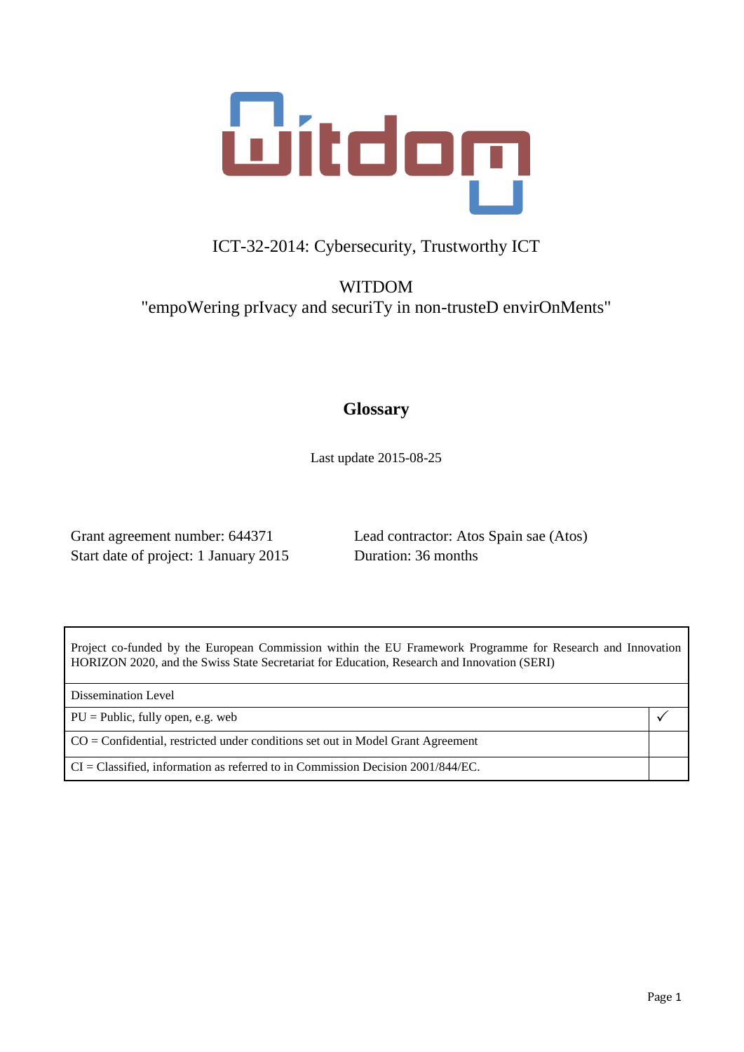ICT-32-2014: Cybersecurity, Trustworthy ICT

WITDOM
"empoWering prIvacy and securiTy in non-trusteD envirOnMents"

# Glossary

Last update 2015-08-25

Grant agreement number: 644371
Start date of project: 1 January 2015

Lead contractor: Atos Spain sae (Atos)
Duration: 36 months

| Project co-funded by the European Commission within the EU Framework Programme for Research and Innovation HORIZON 2020, and the Swiss State Secretariat for Education, Research and Innovation (SERI) | |
|---|---|
| Dissemination Level | |
| PU = Public, fully open, e.g. web | ✓ |
| CO = Confidential, restricted under conditions set out in Model Grant Agreement | |
| CI = Classified, information as referred to in Commission Decision 2001/844/EC. | |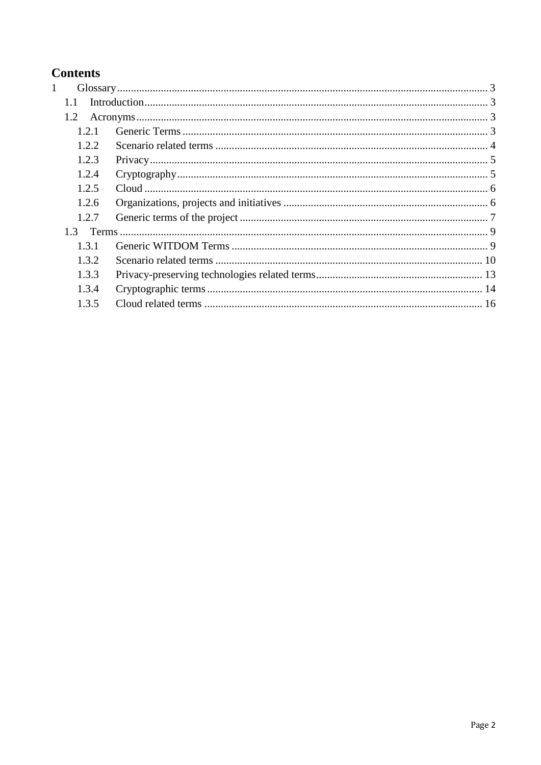# Contents

1 Glossary ... 3
- 1.1 Introduction ... 3
- 1.2 Acronyms ... 3
  - 1.2.1 Generic Terms ... 3
  - 1.2.2 Scenario related terms ... 4
  - 1.2.3 Privacy ... 5
  - 1.2.4 Cryptography ... 5
  - 1.2.5 Cloud ... 6
  - 1.2.6 Organizations, projects and initiatives ... 6
  - 1.2.7 Generic terms of the project ... 7
- 1.3 Terms ... 9
  - 1.3.1 Generic WITDOM Terms ... 9
  - 1.3.2 Scenario related terms ... 10
  - 1.3.3 Privacy-preserving technologies related terms ... 13
  - 1.3.4 Cryptographic terms ... 14
  - 1.3.5 Cloud related terms ... 16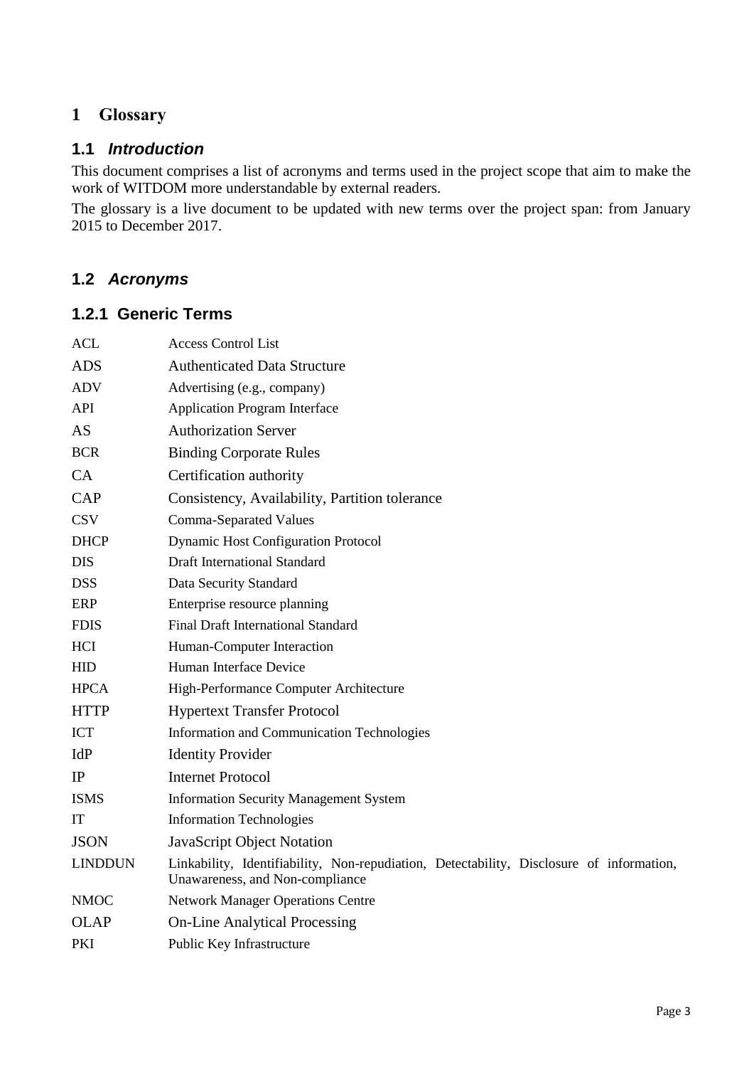# 1 Glossary

## 1.1 *Introduction*

This document comprises a list of acronyms and terms used in the project scope that aim to make the work of WITDOM more understandable by external readers.

The glossary is a live document to be updated with new terms over the project span: from January 2015 to December 2017.

## 1.2 *Acronyms*

### 1.2.1 Generic Terms

| | |
|---|---|
| ACL | Access Control List |
| ADS | Authenticated Data Structure |
| ADV | Advertising (e.g., company) |
| API | Application Program Interface |
| AS | Authorization Server |
| BCR | Binding Corporate Rules |
| CA | Certification authority |
| CAP | Consistency, Availability, Partition tolerance |
| CSV | Comma-Separated Values |
| DHCP | Dynamic Host Configuration Protocol |
| DIS | Draft International Standard |
| DSS | Data Security Standard |
| ERP | Enterprise resource planning |
| FDIS | Final Draft International Standard |
| HCI | Human-Computer Interaction |
| HID | Human Interface Device |
| HPCA | High-Performance Computer Architecture |
| HTTP | Hypertext Transfer Protocol |
| ICT | Information and Communication Technologies |
| IdP | Identity Provider |
| IP | Internet Protocol |
| ISMS | Information Security Management System |
| IT | Information Technologies |
| JSON | JavaScript Object Notation |
| LINDDUN | Linkability, Identifiability, Non-repudiation, Detectability, Disclosure of information, Unawareness, and Non-compliance |
| NMOC | Network Manager Operations Centre |
| OLAP | On-Line Analytical Processing |
| PKI | Public Key Infrastructure |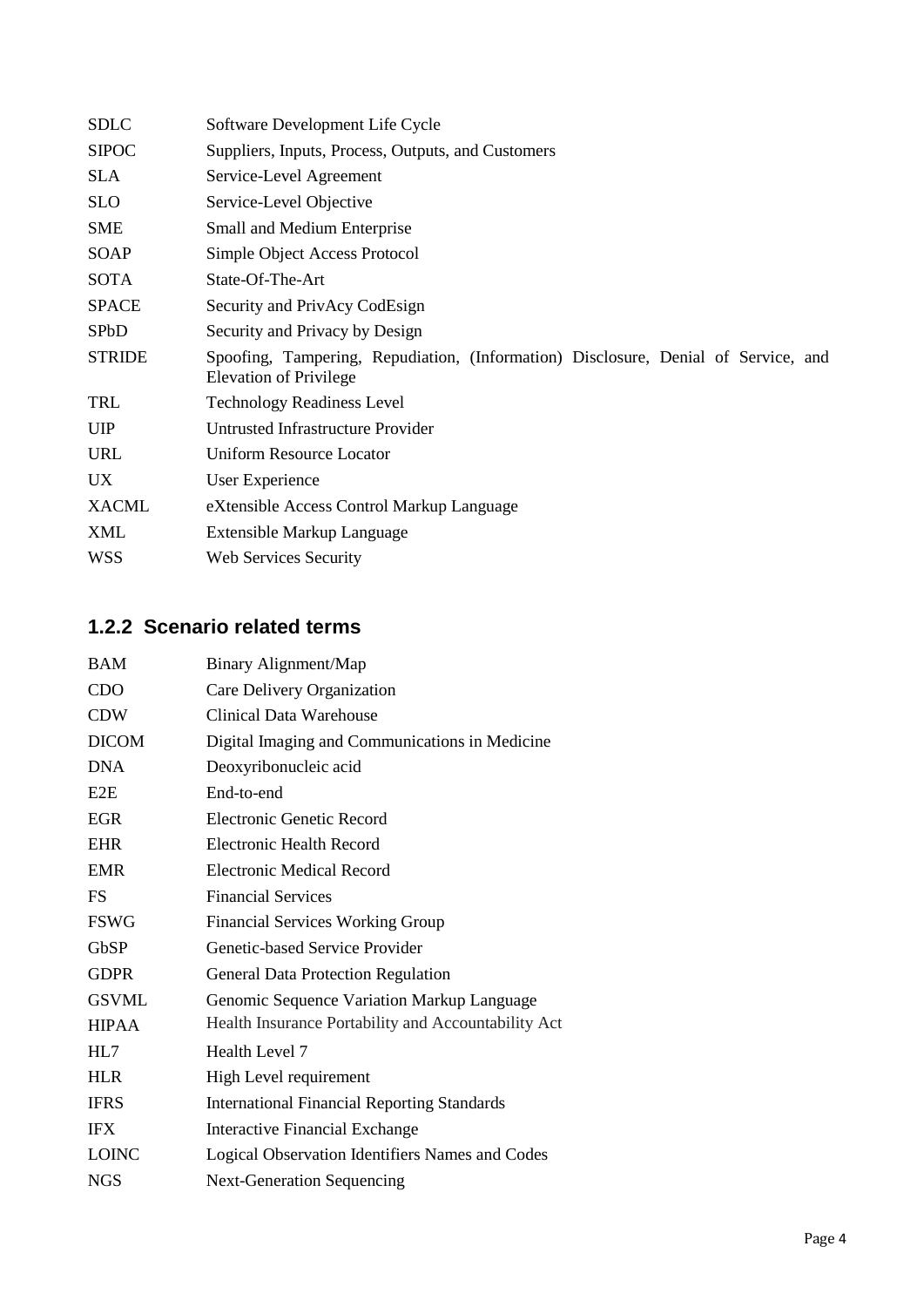| | |
|---|---|
| SDLC | Software Development Life Cycle |
| SIPOC | Suppliers, Inputs, Process, Outputs, and Customers |
| SLA | Service-Level Agreement |
| SLO | Service-Level Objective |
| SME | Small and Medium Enterprise |
| SOAP | Simple Object Access Protocol |
| SOTA | State-Of-The-Art |
| SPACE | Security and PrivAcy CodEsign |
| SPbD | Security and Privacy by Design |
| STRIDE | Spoofing, Tampering, Repudiation, (Information) Disclosure, Denial of Service, and Elevation of Privilege |
| TRL | Technology Readiness Level |
| UIP | Untrusted Infrastructure Provider |
| URL | Uniform Resource Locator |
| UX | User Experience |
| XACML | eXtensible Access Control Markup Language |
| XML | Extensible Markup Language |
| WSS | Web Services Security |

### 1.2.2 Scenario related terms

| | |
|---|---|
| BAM | Binary Alignment/Map |
| CDO | Care Delivery Organization |
| CDW | Clinical Data Warehouse |
| DICOM | Digital Imaging and Communications in Medicine |
| DNA | Deoxyribonucleic acid |
| E2E | End-to-end |
| EGR | Electronic Genetic Record |
| EHR | Electronic Health Record |
| EMR | Electronic Medical Record |
| FS | Financial Services |
| FSWG | Financial Services Working Group |
| GbSP | Genetic-based Service Provider |
| GDPR | General Data Protection Regulation |
| GSVML | Genomic Sequence Variation Markup Language |
| HIPAA | Health Insurance Portability and Accountability Act |
| HL7 | Health Level 7 |
| HLR | High Level requirement |
| IFRS | International Financial Reporting Standards |
| IFX | Interactive Financial Exchange |
| LOINC | Logical Observation Identifiers Names and Codes |
| NGS | Next-Generation Sequencing |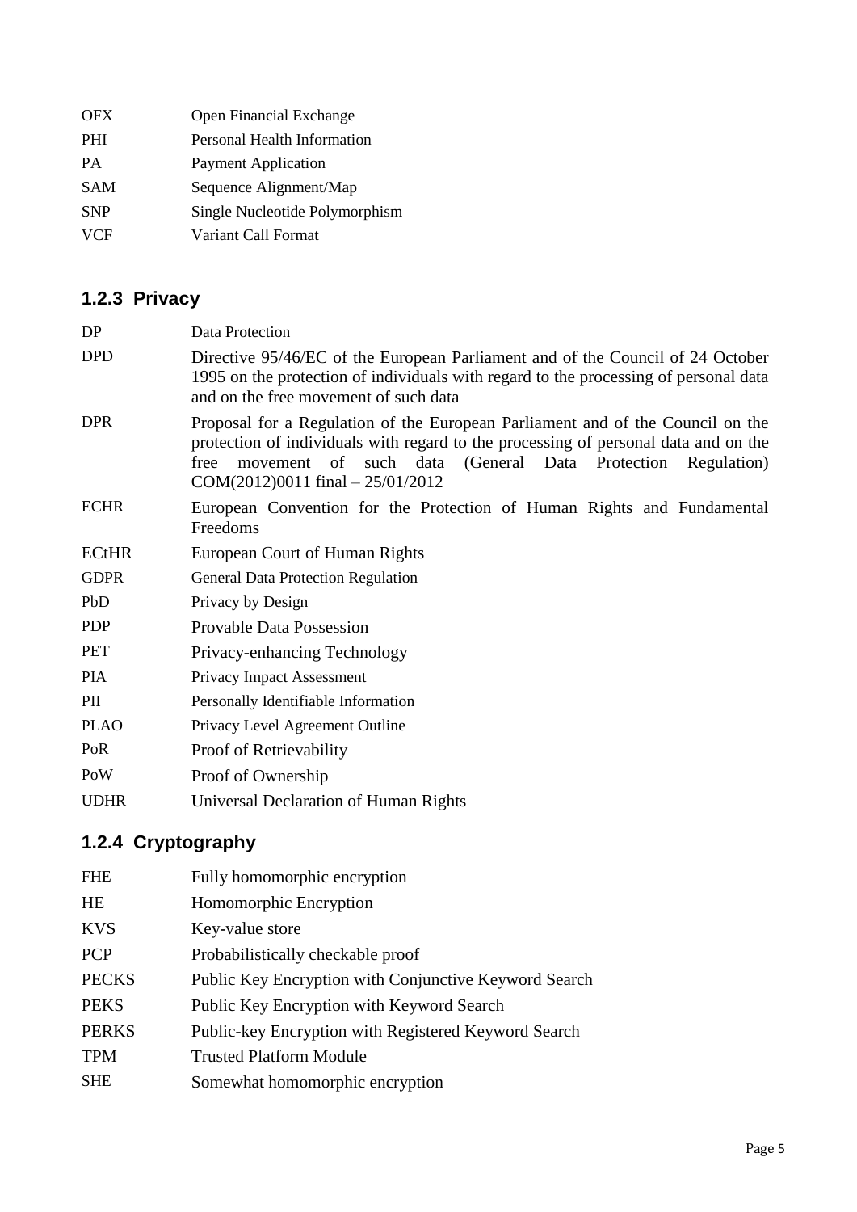| | |
|---|---|
| OFX | Open Financial Exchange |
| PHI | Personal Health Information |
| PA | Payment Application |
| SAM | Sequence Alignment/Map |
| SNP | Single Nucleotide Polymorphism |
| VCF | Variant Call Format |

### 1.2.3 Privacy

| | |
|---|---|
| DP | Data Protection |
| DPD | Directive 95/46/EC of the European Parliament and of the Council of 24 October 1995 on the protection of individuals with regard to the processing of personal data and on the free movement of such data |
| DPR | Proposal for a Regulation of the European Parliament and of the Council on the protection of individuals with regard to the processing of personal data and on the free movement of such data (General Data Protection Regulation) COM(2012)0011 final – 25/01/2012 |
| ECHR | European Convention for the Protection of Human Rights and Fundamental Freedoms |
| ECtHR | European Court of Human Rights |
| GDPR | General Data Protection Regulation |
| PbD | Privacy by Design |
| PDP | Provable Data Possession |
| PET | Privacy-enhancing Technology |
| PIA | Privacy Impact Assessment |
| PII | Personally Identifiable Information |
| PLAO | Privacy Level Agreement Outline |
| PoR | Proof of Retrievability |
| PoW | Proof of Ownership |
| UDHR | Universal Declaration of Human Rights |

### 1.2.4 Cryptography

| | |
|---|---|
| FHE | Fully homomorphic encryption |
| HE | Homomorphic Encryption |
| KVS | Key-value store |
| PCP | Probabilistically checkable proof |
| PECKS | Public Key Encryption with Conjunctive Keyword Search |
| PEKS | Public Key Encryption with Keyword Search |
| PERKS | Public-key Encryption with Registered Keyword Search |
| TPM | Trusted Platform Module |
| SHE | Somewhat homomorphic encryption |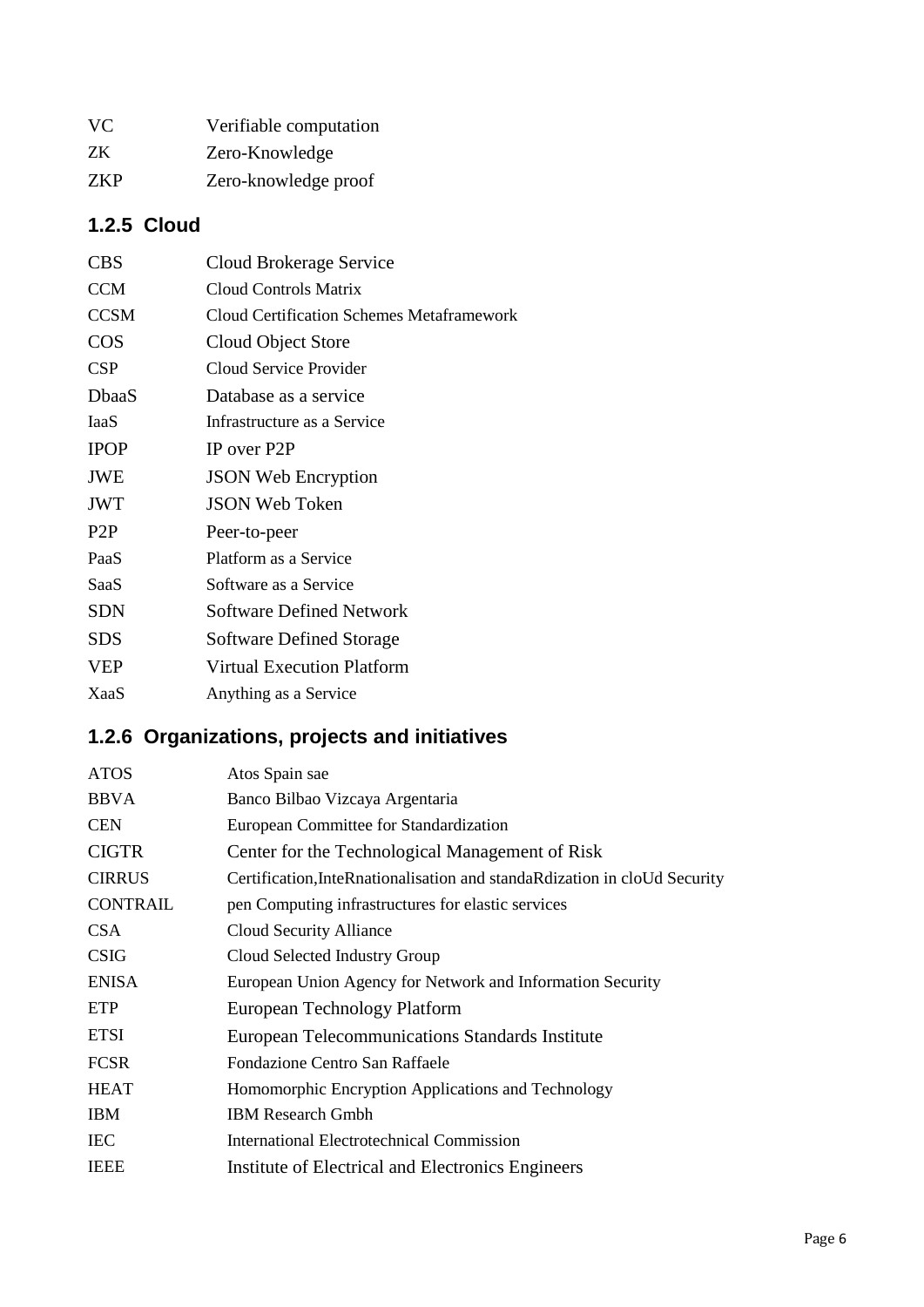| | |
|---|---|
| VC | Verifiable computation |
| ZK | Zero-Knowledge |
| ZKP | Zero-knowledge proof |

### 1.2.5 Cloud

| | |
|---|---|
| CBS | Cloud Brokerage Service |
| CCM | Cloud Controls Matrix |
| CCSM | Cloud Certification Schemes Metaframework |
| COS | Cloud Object Store |
| CSP | Cloud Service Provider |
| DbaaS | Database as a service |
| IaaS | Infrastructure as a Service |
| IPOP | IP over P2P |
| JWE | JSON Web Encryption |
| JWT | JSON Web Token |
| P2P | Peer-to-peer |
| PaaS | Platform as a Service |
| SaaS | Software as a Service |
| SDN | Software Defined Network |
| SDS | Software Defined Storage |
| VEP | Virtual Execution Platform |
| XaaS | Anything as a Service |

### 1.2.6 Organizations, projects and initiatives

| | |
|---|---|
| ATOS | Atos Spain sae |
| BBVA | Banco Bilbao Vizcaya Argentaria |
| CEN | European Committee for Standardization |
| CIGTR | Center for the Technological Management of Risk |
| CIRRUS | Certification,InteRnationalisation and standaRdization in cloUd Security |
| CONTRAIL | pen Computing infrastructures for elastic services |
| CSA | Cloud Security Alliance |
| CSIG | Cloud Selected Industry Group |
| ENISA | European Union Agency for Network and Information Security |
| ETP | European Technology Platform |
| ETSI | European Telecommunications Standards Institute |
| FCSR | Fondazione Centro San Raffaele |
| HEAT | Homomorphic Encryption Applications and Technology |
| IBM | IBM Research Gmbh |
| IEC | International Electrotechnical Commission |
| IEEE | Institute of Electrical and Electronics Engineers |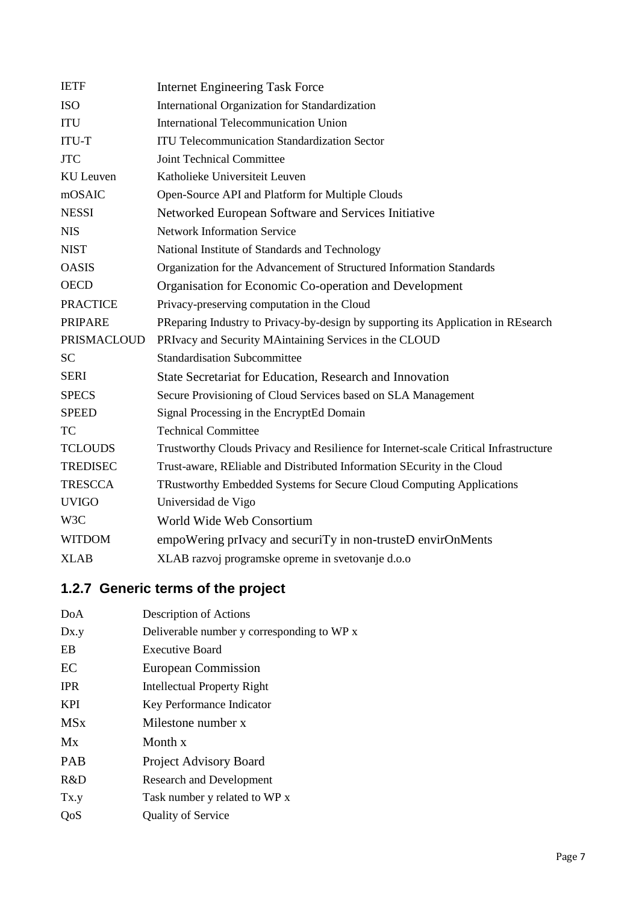| | |
|---|---|
| IETF | Internet Engineering Task Force |
| ISO | International Organization for Standardization |
| ITU | International Telecommunication Union |
| ITU-T | ITU Telecommunication Standardization Sector |
| JTC | Joint Technical Committee |
| KU Leuven | Katholieke Universiteit Leuven |
| mOSAIC | Open-Source API and Platform for Multiple Clouds |
| NESSI | Networked European Software and Services Initiative |
| NIS | Network Information Service |
| NIST | National Institute of Standards and Technology |
| OASIS | Organization for the Advancement of Structured Information Standards |
| OECD | Organisation for Economic Co-operation and Development |
| PRACTICE | Privacy-preserving computation in the Cloud |
| PRIPARE | PReparing Industry to Privacy-by-design by supporting its Application in REsearch |
| PRISMACLOUD | PRIvacy and Security MAintaining Services in the CLOUD |
| SC | Standardisation Subcommittee |
| SERI | State Secretariat for Education, Research and Innovation |
| SPECS | Secure Provisioning of Cloud Services based on SLA Management |
| SPEED | Signal Processing in the EncryptEd Domain |
| TC | Technical Committee |
| TCLOUDS | Trustworthy Clouds Privacy and Resilience for Internet-scale Critical Infrastructure |
| TREDISEC | Trust-aware, REliable and Distributed Information SEcurity in the Cloud |
| TRESCCA | TRustworthy Embedded Systems for Secure Cloud Computing Applications |
| UVIGO | Universidad de Vigo |
| W3C | World Wide Web Consortium |
| WITDOM | empoWering prIvacy and securiTy in non-trusteD envirOnMents |
| XLAB | XLAB razvoj programske opreme in svetovanje d.o.o |

### 1.2.7 Generic terms of the project

| | |
|---|---|
| DoA | Description of Actions |
| Dx.y | Deliverable number y corresponding to WP x |
| EB | Executive Board |
| EC | European Commission |
| IPR | Intellectual Property Right |
| KPI | Key Performance Indicator |
| MSx | Milestone number x |
| Mx | Month x |
| PAB | Project Advisory Board |
| R&D | Research and Development |
| Tx.y | Task number y related to WP x |
| QoS | Quality of Service |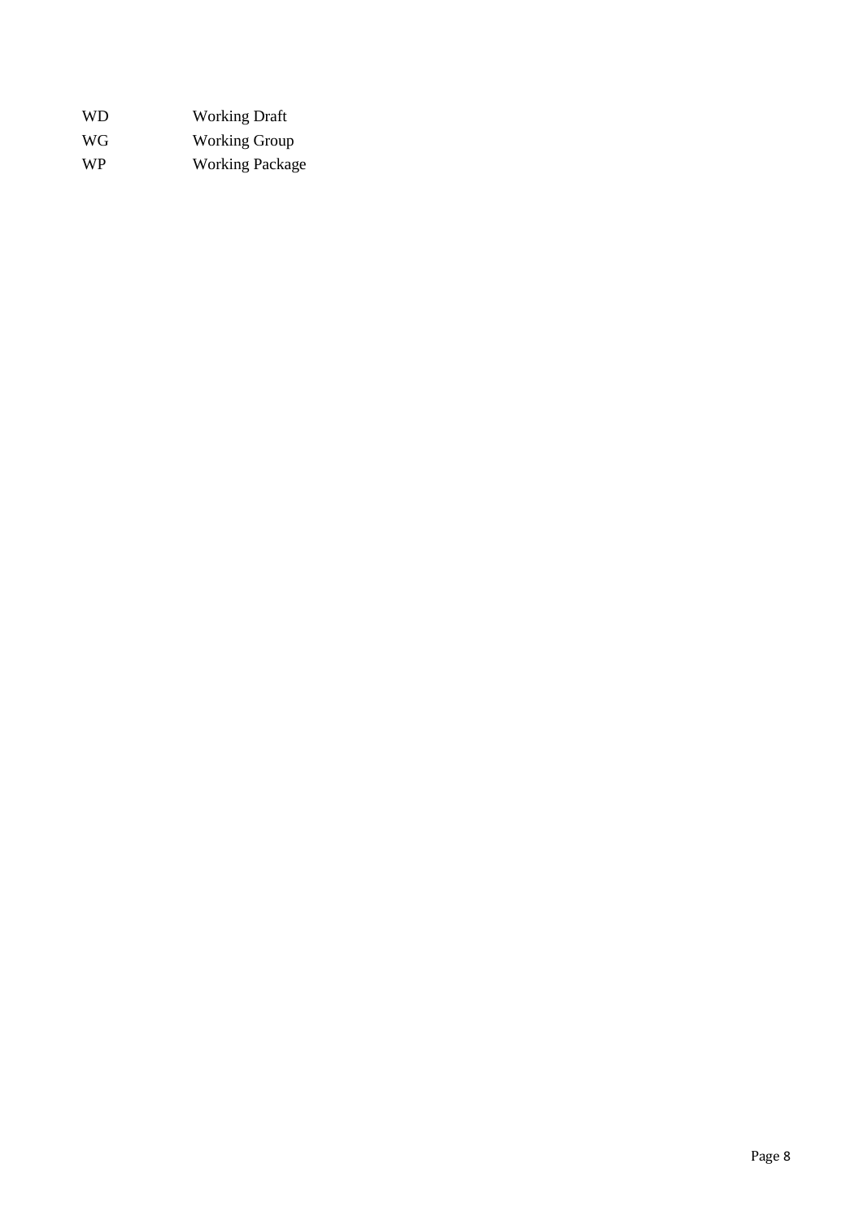| | |
|---|---|
| WD | Working Draft |
| WG | Working Group |
| WP | Working Package |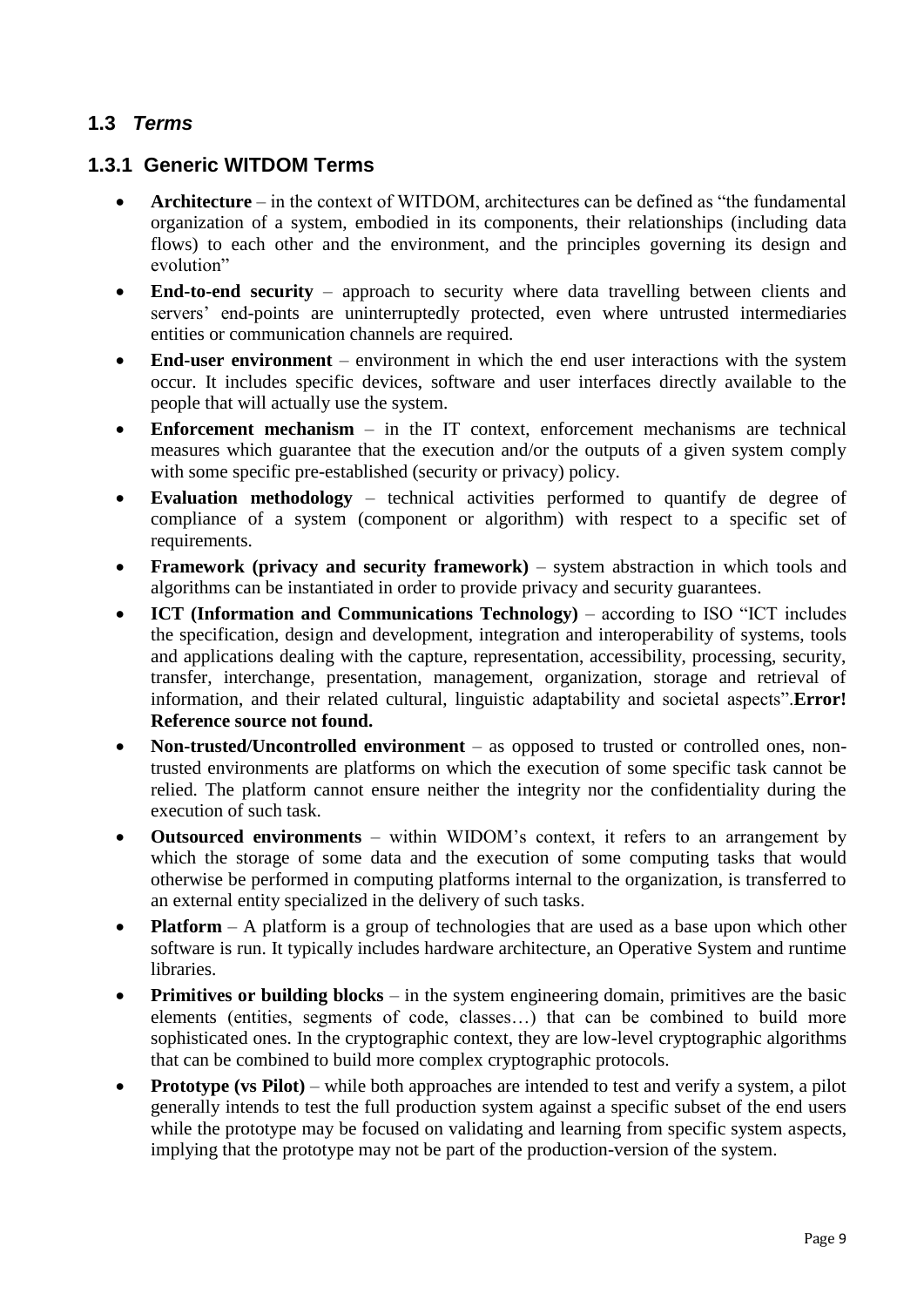## 1.3 *Terms*

### 1.3.1 Generic WITDOM Terms

- **Architecture** – in the context of WITDOM, architectures can be defined as "the fundamental organization of a system, embodied in its components, their relationships (including data flows) to each other and the environment, and the principles governing its design and evolution"
- **End-to-end security** – approach to security where data travelling between clients and servers' end-points are uninterruptedly protected, even where untrusted intermediaries entities or communication channels are required.
- **End-user environment** – environment in which the end user interactions with the system occur. It includes specific devices, software and user interfaces directly available to the people that will actually use the system.
- **Enforcement mechanism** – in the IT context, enforcement mechanisms are technical measures which guarantee that the execution and/or the outputs of a given system comply with some specific pre-established (security or privacy) policy.
- **Evaluation methodology** – technical activities performed to quantify de degree of compliance of a system (component or algorithm) with respect to a specific set of requirements.
- **Framework (privacy and security framework)** – system abstraction in which tools and algorithms can be instantiated in order to provide privacy and security guarantees.
- **ICT (Information and Communications Technology)** – according to ISO "ICT includes the specification, design and development, integration and interoperability of systems, tools and applications dealing with the capture, representation, accessibility, processing, security, transfer, interchange, presentation, management, organization, storage and retrieval of information, and their related cultural, linguistic adaptability and societal aspects".**Error! Reference source not found.**
- **Non-trusted/Uncontrolled environment** – as opposed to trusted or controlled ones, non-trusted environments are platforms on which the execution of some specific task cannot be relied. The platform cannot ensure neither the integrity nor the confidentiality during the execution of such task.
- **Outsourced environments** – within WIDOM's context, it refers to an arrangement by which the storage of some data and the execution of some computing tasks that would otherwise be performed in computing platforms internal to the organization, is transferred to an external entity specialized in the delivery of such tasks.
- **Platform** – A platform is a group of technologies that are used as a base upon which other software is run. It typically includes hardware architecture, an Operative System and runtime libraries.
- **Primitives or building blocks** – in the system engineering domain, primitives are the basic elements (entities, segments of code, classes…) that can be combined to build more sophisticated ones. In the cryptographic context, they are low-level cryptographic algorithms that can be combined to build more complex cryptographic protocols.
- **Prototype (vs Pilot)** – while both approaches are intended to test and verify a system, a pilot generally intends to test the full production system against a specific subset of the end users while the prototype may be focused on validating and learning from specific system aspects, implying that the prototype may not be part of the production-version of the system.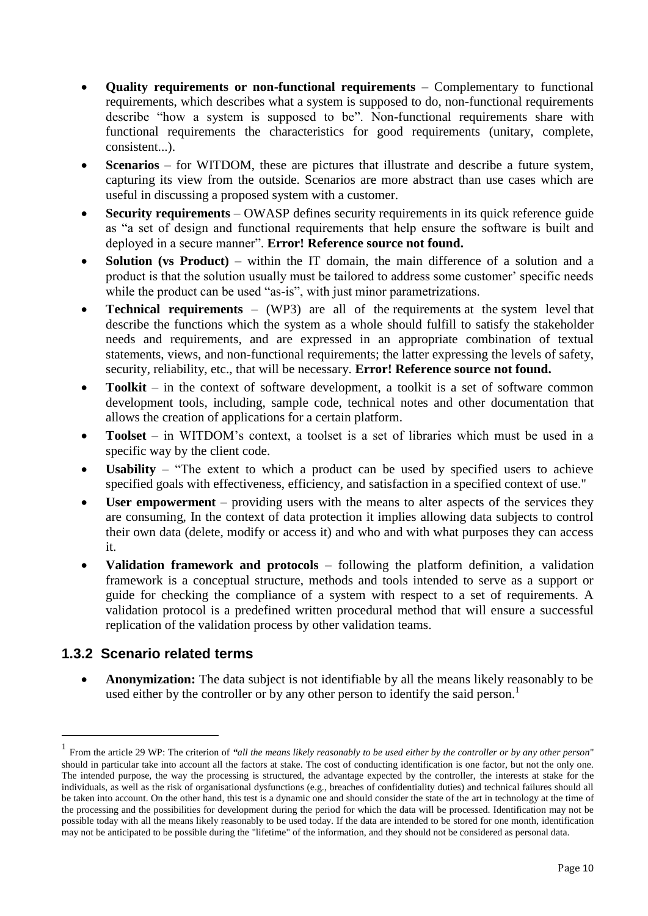- **Quality requirements or non-functional requirements** – Complementary to functional requirements, which describes what a system is supposed to do, non-functional requirements describe "how a system is supposed to be". Non-functional requirements share with functional requirements the characteristics for good requirements (unitary, complete, consistent...).
- **Scenarios** – for WITDOM, these are pictures that illustrate and describe a future system, capturing its view from the outside. Scenarios are more abstract than use cases which are useful in discussing a proposed system with a customer.
- **Security requirements** – OWASP defines security requirements in its quick reference guide as "a set of design and functional requirements that help ensure the software is built and deployed in a secure manner". **Error! Reference source not found.**
- **Solution (vs Product)** – within the IT domain, the main difference of a solution and a product is that the solution usually must be tailored to address some customer' specific needs while the product can be used "as-is", with just minor parametrizations.
- **Technical requirements** – (WP3) are all of the requirements at the system level that describe the functions which the system as a whole should fulfill to satisfy the stakeholder needs and requirements, and are expressed in an appropriate combination of textual statements, views, and non-functional requirements; the latter expressing the levels of safety, security, reliability, etc., that will be necessary. **Error! Reference source not found.**
- **Toolkit** – in the context of software development, a toolkit is a set of software common development tools, including, sample code, technical notes and other documentation that allows the creation of applications for a certain platform.
- **Toolset** – in WITDOM's context, a toolset is a set of libraries which must be used in a specific way by the client code.
- **Usability** – "The extent to which a product can be used by specified users to achieve specified goals with effectiveness, efficiency, and satisfaction in a specified context of use."
- **User empowerment** – providing users with the means to alter aspects of the services they are consuming, In the context of data protection it implies allowing data subjects to control their own data (delete, modify or access it) and who and with what purposes they can access it.
- **Validation framework and protocols** – following the platform definition, a validation framework is a conceptual structure, methods and tools intended to serve as a support or guide for checking the compliance of a system with respect to a set of requirements. A validation protocol is a predefined written procedural method that will ensure a successful replication of the validation process by other validation teams.

### 1.3.2 Scenario related terms

- **Anonymization:** The data subject is not identifiable by all the means likely reasonably to be used either by the controller or by any other person to identify the said person.[1]

[1] From the article 29 WP: The criterion of *"all the means likely reasonably to be used either by the controller or by any other person*" should in particular take into account all the factors at stake. The cost of conducting identification is one factor, but not the only one. The intended purpose, the way the processing is structured, the advantage expected by the controller, the interests at stake for the individuals, as well as the risk of organisational dysfunctions (e.g., breaches of confidentiality duties) and technical failures should all be taken into account. On the other hand, this test is a dynamic one and should consider the state of the art in technology at the time of the processing and the possibilities for development during the period for which the data will be processed. Identification may not be possible today with all the means likely reasonably to be used today. If the data are intended to be stored for one month, identification may not be anticipated to be possible during the "lifetime" of the information, and they should not be considered as personal data.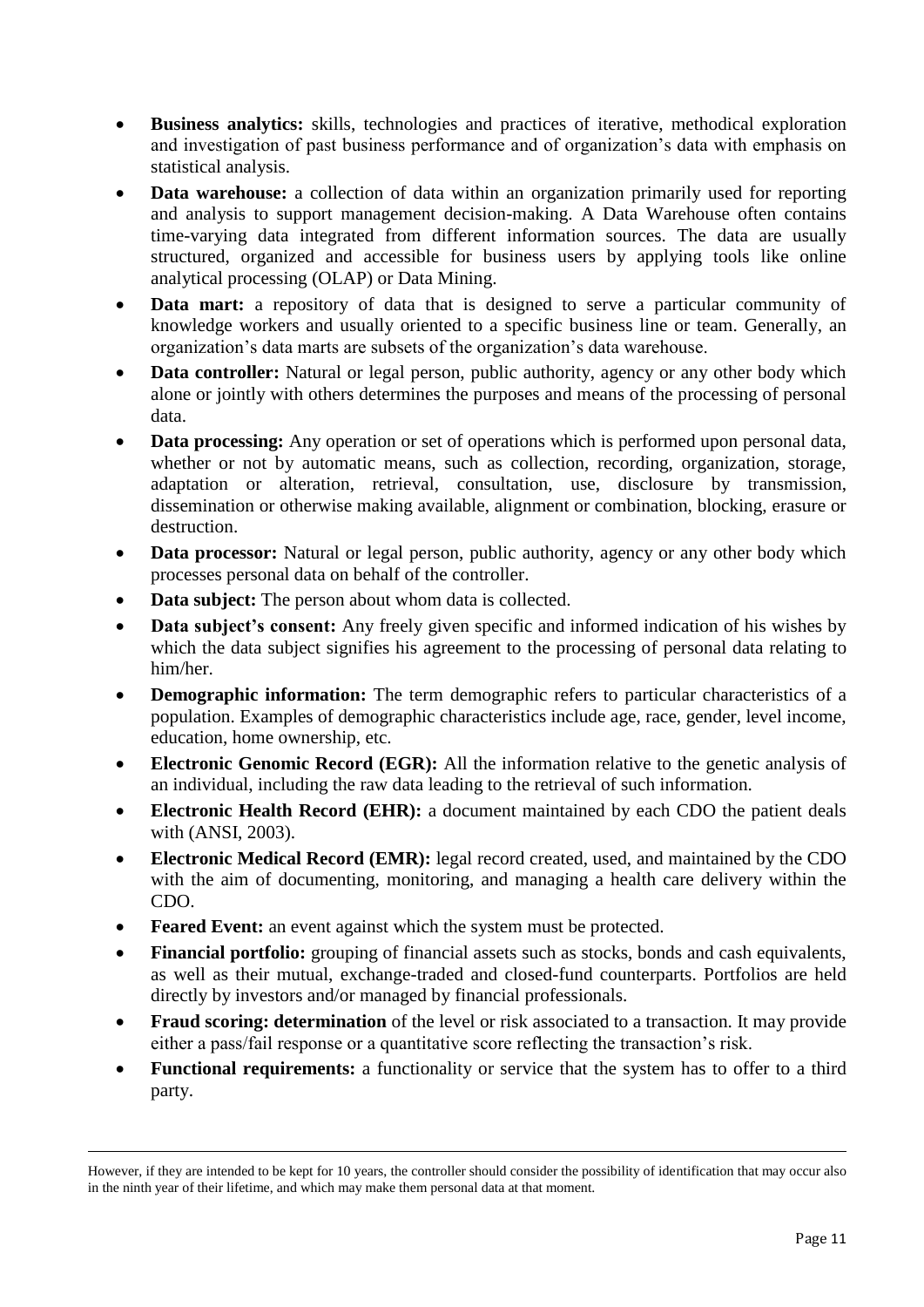- **Business analytics:** skills, technologies and practices of iterative, methodical exploration and investigation of past business performance and of organization's data with emphasis on statistical analysis.
- **Data warehouse:** a collection of data within an organization primarily used for reporting and analysis to support management decision-making. A Data Warehouse often contains time-varying data integrated from different information sources. The data are usually structured, organized and accessible for business users by applying tools like online analytical processing (OLAP) or Data Mining.
- **Data mart:** a repository of data that is designed to serve a particular community of knowledge workers and usually oriented to a specific business line or team. Generally, an organization's data marts are subsets of the organization's data warehouse.
- **Data controller:** Natural or legal person, public authority, agency or any other body which alone or jointly with others determines the purposes and means of the processing of personal data.
- **Data processing:** Any operation or set of operations which is performed upon personal data, whether or not by automatic means, such as collection, recording, organization, storage, adaptation or alteration, retrieval, consultation, use, disclosure by transmission, dissemination or otherwise making available, alignment or combination, blocking, erasure or destruction.
- **Data processor:** Natural or legal person, public authority, agency or any other body which processes personal data on behalf of the controller.
- **Data subject:** The person about whom data is collected.
- **Data subject's consent:** Any freely given specific and informed indication of his wishes by which the data subject signifies his agreement to the processing of personal data relating to him/her.
- **Demographic information:** The term demographic refers to particular characteristics of a population. Examples of demographic characteristics include age, race, gender, level income, education, home ownership, etc.
- **Electronic Genomic Record (EGR):** All the information relative to the genetic analysis of an individual, including the raw data leading to the retrieval of such information.
- **Electronic Health Record (EHR):** a document maintained by each CDO the patient deals with (ANSI, 2003).
- **Electronic Medical Record (EMR):** legal record created, used, and maintained by the CDO with the aim of documenting, monitoring, and managing a health care delivery within the CDO.
- **Feared Event:** an event against which the system must be protected.
- **Financial portfolio:** grouping of financial assets such as stocks, bonds and cash equivalents, as well as their mutual, exchange-traded and closed-fund counterparts. Portfolios are held directly by investors and/or managed by financial professionals.
- **Fraud scoring: determination** of the level or risk associated to a transaction. It may provide either a pass/fail response or a quantitative score reflecting the transaction's risk.
- **Functional requirements:** a functionality or service that the system has to offer to a third party.

---

However, if they are intended to be kept for 10 years, the controller should consider the possibility of identification that may occur also in the ninth year of their lifetime, and which may make them personal data at that moment.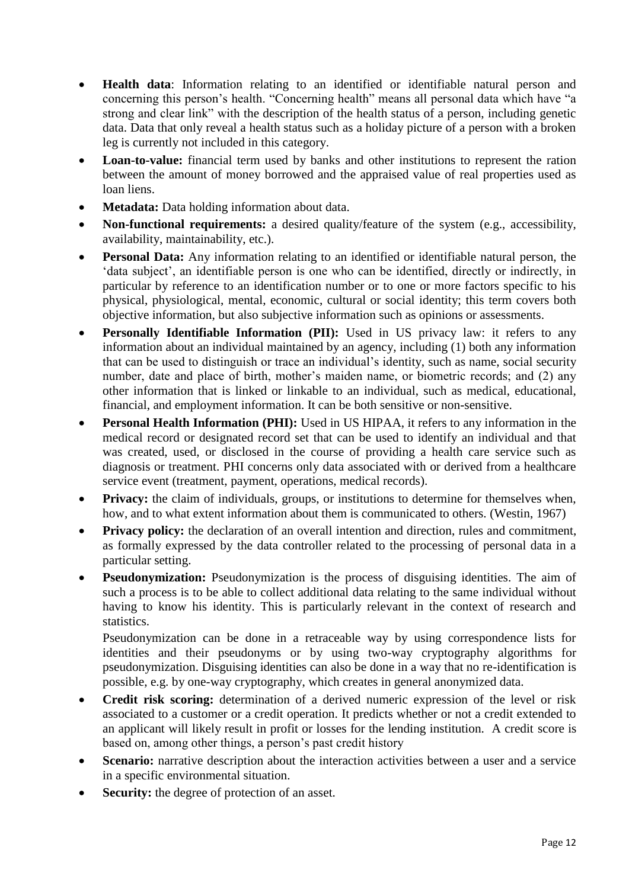- **Health data**: Information relating to an identified or identifiable natural person and concerning this person's health. "Concerning health" means all personal data which have "a strong and clear link" with the description of the health status of a person, including genetic data. Data that only reveal a health status such as a holiday picture of a person with a broken leg is currently not included in this category.
- **Loan-to-value:** financial term used by banks and other institutions to represent the ration between the amount of money borrowed and the appraised value of real properties used as loan liens.
- **Metadata:** Data holding information about data.
- **Non-functional requirements:** a desired quality/feature of the system (e.g., accessibility, availability, maintainability, etc.).
- **Personal Data:** Any information relating to an identified or identifiable natural person, the 'data subject', an identifiable person is one who can be identified, directly or indirectly, in particular by reference to an identification number or to one or more factors specific to his physical, physiological, mental, economic, cultural or social identity; this term covers both objective information, but also subjective information such as opinions or assessments.
- **Personally Identifiable Information (PII):** Used in US privacy law: it refers to any information about an individual maintained by an agency, including (1) both any information that can be used to distinguish or trace an individual's identity, such as name, social security number, date and place of birth, mother's maiden name, or biometric records; and (2) any other information that is linked or linkable to an individual, such as medical, educational, financial, and employment information. It can be both sensitive or non-sensitive.
- **Personal Health Information (PHI):** Used in US HIPAA, it refers to any information in the medical record or designated record set that can be used to identify an individual and that was created, used, or disclosed in the course of providing a health care service such as diagnosis or treatment. PHI concerns only data associated with or derived from a healthcare service event (treatment, payment, operations, medical records).
- **Privacy:** the claim of individuals, groups, or institutions to determine for themselves when, how, and to what extent information about them is communicated to others. (Westin, 1967)
- **Privacy policy:** the declaration of an overall intention and direction, rules and commitment, as formally expressed by the data controller related to the processing of personal data in a particular setting.
- **Pseudonymization:** Pseudonymization is the process of disguising identities. The aim of such a process is to be able to collect additional data relating to the same individual without having to know his identity. This is particularly relevant in the context of research and statistics.

  Pseudonymization can be done in a retraceable way by using correspondence lists for identities and their pseudonyms or by using two-way cryptography algorithms for pseudonymization. Disguising identities can also be done in a way that no re-identification is possible, e.g. by one-way cryptography, which creates in general anonymized data.
- **Credit risk scoring:** determination of a derived numeric expression of the level or risk associated to a customer or a credit operation. It predicts whether or not a credit extended to an applicant will likely result in profit or losses for the lending institution. A credit score is based on, among other things, a person's past credit history
- **Scenario:** narrative description about the interaction activities between a user and a service in a specific environmental situation.
- **Security:** the degree of protection of an asset.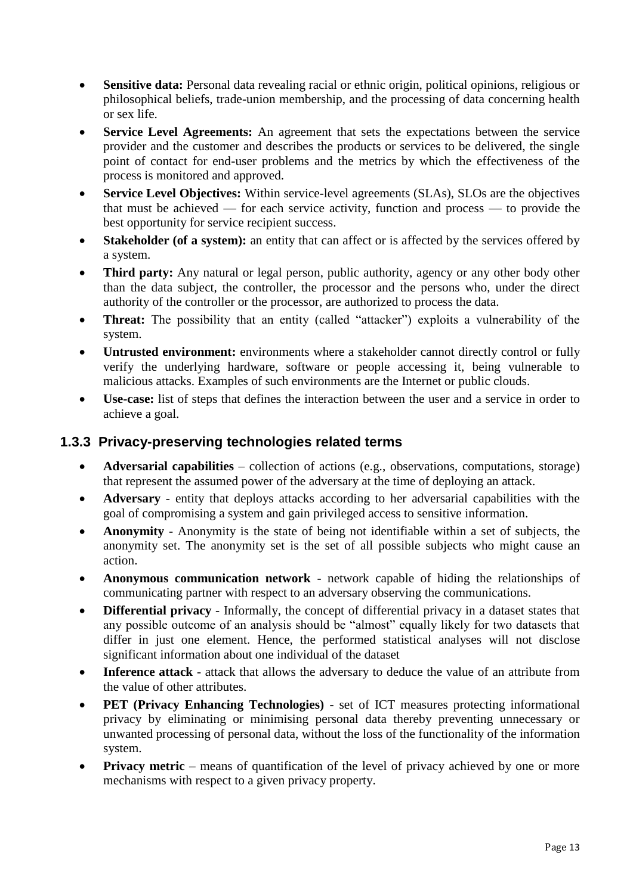- **Sensitive data:** Personal data revealing racial or ethnic origin, political opinions, religious or philosophical beliefs, trade-union membership, and the processing of data concerning health or sex life.
- **Service Level Agreements:** An agreement that sets the expectations between the service provider and the customer and describes the products or services to be delivered, the single point of contact for end-user problems and the metrics by which the effectiveness of the process is monitored and approved.
- **Service Level Objectives:** Within service-level agreements (SLAs), SLOs are the objectives that must be achieved — for each service activity, function and process — to provide the best opportunity for service recipient success.
- **Stakeholder (of a system):** an entity that can affect or is affected by the services offered by a system.
- **Third party:** Any natural or legal person, public authority, agency or any other body other than the data subject, the controller, the processor and the persons who, under the direct authority of the controller or the processor, are authorized to process the data.
- **Threat:** The possibility that an entity (called "attacker") exploits a vulnerability of the system.
- **Untrusted environment:** environments where a stakeholder cannot directly control or fully verify the underlying hardware, software or people accessing it, being vulnerable to malicious attacks. Examples of such environments are the Internet or public clouds.
- **Use-case:** list of steps that defines the interaction between the user and a service in order to achieve a goal.

### 1.3.3 Privacy-preserving technologies related terms

- **Adversarial capabilities** – collection of actions (e.g., observations, computations, storage) that represent the assumed power of the adversary at the time of deploying an attack.
- **Adversary** - entity that deploys attacks according to her adversarial capabilities with the goal of compromising a system and gain privileged access to sensitive information.
- **Anonymity** - Anonymity is the state of being not identifiable within a set of subjects, the anonymity set. The anonymity set is the set of all possible subjects who might cause an action.
- **Anonymous communication network** - network capable of hiding the relationships of communicating partner with respect to an adversary observing the communications.
- **Differential privacy** - Informally, the concept of differential privacy in a dataset states that any possible outcome of an analysis should be "almost" equally likely for two datasets that differ in just one element. Hence, the performed statistical analyses will not disclose significant information about one individual of the dataset
- **Inference attack** - attack that allows the adversary to deduce the value of an attribute from the value of other attributes.
- **PET (Privacy Enhancing Technologies)** - set of ICT measures protecting informational privacy by eliminating or minimising personal data thereby preventing unnecessary or unwanted processing of personal data, without the loss of the functionality of the information system.
- **Privacy metric** – means of quantification of the level of privacy achieved by one or more mechanisms with respect to a given privacy property.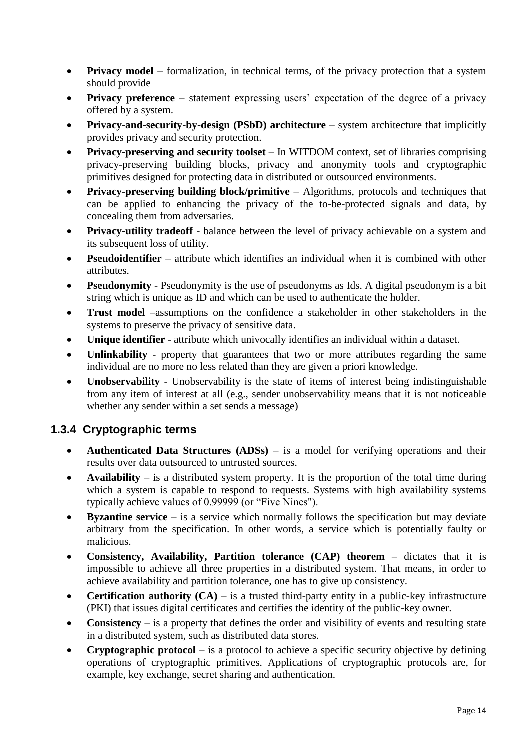- **Privacy model** – formalization, in technical terms, of the privacy protection that a system should provide
- **Privacy preference** – statement expressing users' expectation of the degree of a privacy offered by a system.
- **Privacy-and-security-by-design (PSbD) architecture** – system architecture that implicitly provides privacy and security protection.
- **Privacy-preserving and security toolset** – In WITDOM context, set of libraries comprising privacy-preserving building blocks, privacy and anonymity tools and cryptographic primitives designed for protecting data in distributed or outsourced environments.
- **Privacy-preserving building block/primitive** – Algorithms, protocols and techniques that can be applied to enhancing the privacy of the to-be-protected signals and data, by concealing them from adversaries.
- **Privacy-utility tradeoff** - balance between the level of privacy achievable on a system and its subsequent loss of utility.
- **Pseudoidentifier** – attribute which identifies an individual when it is combined with other attributes.
- **Pseudonymity** - Pseudonymity is the use of pseudonyms as Ids. A digital pseudonym is a bit string which is unique as ID and which can be used to authenticate the holder.
- **Trust model** –assumptions on the confidence a stakeholder in other stakeholders in the systems to preserve the privacy of sensitive data.
- **Unique identifier** - attribute which univocally identifies an individual within a dataset.
- **Unlinkability** - property that guarantees that two or more attributes regarding the same individual are no more no less related than they are given a priori knowledge.
- **Unobservability** - Unobservability is the state of items of interest being indistinguishable from any item of interest at all (e.g., sender unobservability means that it is not noticeable whether any sender within a set sends a message)

### 1.3.4 Cryptographic terms

- **Authenticated Data Structures (ADSs)** – is a model for verifying operations and their results over data outsourced to untrusted sources.
- **Availability** – is a distributed system property. It is the proportion of the total time during which a system is capable to respond to requests. Systems with high availability systems typically achieve values of 0.99999 (or "Five Nines").
- **Byzantine service** – is a service which normally follows the specification but may deviate arbitrary from the specification. In other words, a service which is potentially faulty or malicious.
- **Consistency, Availability, Partition tolerance (CAP) theorem** – dictates that it is impossible to achieve all three properties in a distributed system. That means, in order to achieve availability and partition tolerance, one has to give up consistency.
- **Certification authority (CA)** – is a trusted third-party entity in a public-key infrastructure (PKI) that issues digital certificates and certifies the identity of the public-key owner.
- **Consistency** – is a property that defines the order and visibility of events and resulting state in a distributed system, such as distributed data stores.
- **Cryptographic protocol** – is a protocol to achieve a specific security objective by defining operations of cryptographic primitives. Applications of cryptographic protocols are, for example, key exchange, secret sharing and authentication.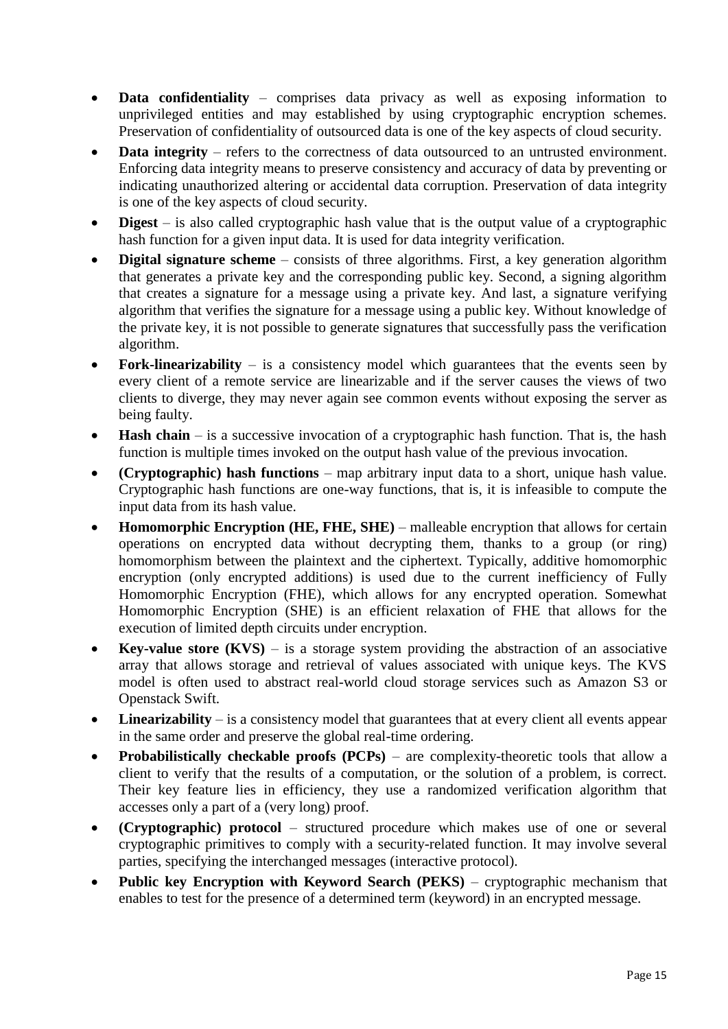- **Data confidentiality** – comprises data privacy as well as exposing information to unprivileged entities and may established by using cryptographic encryption schemes. Preservation of confidentiality of outsourced data is one of the key aspects of cloud security.
- **Data integrity** – refers to the correctness of data outsourced to an untrusted environment. Enforcing data integrity means to preserve consistency and accuracy of data by preventing or indicating unauthorized altering or accidental data corruption. Preservation of data integrity is one of the key aspects of cloud security.
- **Digest** – is also called cryptographic hash value that is the output value of a cryptographic hash function for a given input data. It is used for data integrity verification.
- **Digital signature scheme** – consists of three algorithms. First, a key generation algorithm that generates a private key and the corresponding public key. Second, a signing algorithm that creates a signature for a message using a private key. And last, a signature verifying algorithm that verifies the signature for a message using a public key. Without knowledge of the private key, it is not possible to generate signatures that successfully pass the verification algorithm.
- **Fork-linearizability** – is a consistency model which guarantees that the events seen by every client of a remote service are linearizable and if the server causes the views of two clients to diverge, they may never again see common events without exposing the server as being faulty.
- **Hash chain** – is a successive invocation of a cryptographic hash function. That is, the hash function is multiple times invoked on the output hash value of the previous invocation.
- **(Cryptographic) hash functions** – map arbitrary input data to a short, unique hash value. Cryptographic hash functions are one-way functions, that is, it is infeasible to compute the input data from its hash value.
- **Homomorphic Encryption (HE, FHE, SHE)** – malleable encryption that allows for certain operations on encrypted data without decrypting them, thanks to a group (or ring) homomorphism between the plaintext and the ciphertext. Typically, additive homomorphic encryption (only encrypted additions) is used due to the current inefficiency of Fully Homomorphic Encryption (FHE), which allows for any encrypted operation. Somewhat Homomorphic Encryption (SHE) is an efficient relaxation of FHE that allows for the execution of limited depth circuits under encryption.
- **Key-value store (KVS)** – is a storage system providing the abstraction of an associative array that allows storage and retrieval of values associated with unique keys. The KVS model is often used to abstract real-world cloud storage services such as Amazon S3 or Openstack Swift.
- **Linearizability** – is a consistency model that guarantees that at every client all events appear in the same order and preserve the global real-time ordering.
- **Probabilistically checkable proofs (PCPs)** – are complexity-theoretic tools that allow a client to verify that the results of a computation, or the solution of a problem, is correct. Their key feature lies in efficiency, they use a randomized verification algorithm that accesses only a part of a (very long) proof.
- **(Cryptographic) protocol** – structured procedure which makes use of one or several cryptographic primitives to comply with a security-related function. It may involve several parties, specifying the interchanged messages (interactive protocol).
- **Public key Encryption with Keyword Search (PEKS)** – cryptographic mechanism that enables to test for the presence of a determined term (keyword) in an encrypted message.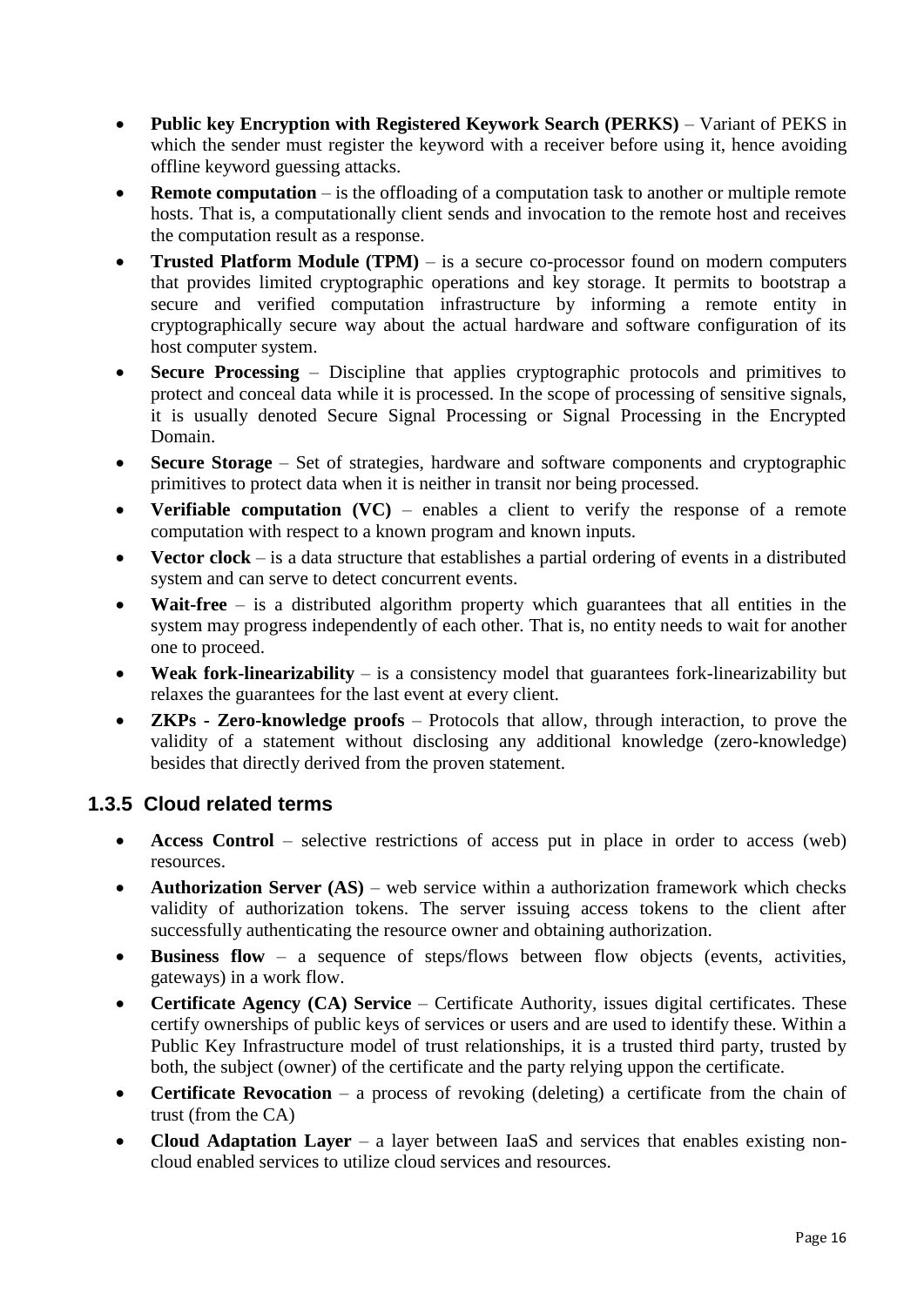- **Public key Encryption with Registered Keywork Search (PERKS)** – Variant of PEKS in which the sender must register the keyword with a receiver before using it, hence avoiding offline keyword guessing attacks.
- **Remote computation** – is the offloading of a computation task to another or multiple remote hosts. That is, a computationally client sends and invocation to the remote host and receives the computation result as a response.
- **Trusted Platform Module (TPM)** – is a secure co-processor found on modern computers that provides limited cryptographic operations and key storage. It permits to bootstrap a secure and verified computation infrastructure by informing a remote entity in cryptographically secure way about the actual hardware and software configuration of its host computer system.
- **Secure Processing** – Discipline that applies cryptographic protocols and primitives to protect and conceal data while it is processed. In the scope of processing of sensitive signals, it is usually denoted Secure Signal Processing or Signal Processing in the Encrypted Domain.
- **Secure Storage** – Set of strategies, hardware and software components and cryptographic primitives to protect data when it is neither in transit nor being processed.
- **Verifiable computation (VC)** – enables a client to verify the response of a remote computation with respect to a known program and known inputs.
- **Vector clock** – is a data structure that establishes a partial ordering of events in a distributed system and can serve to detect concurrent events.
- **Wait-free** – is a distributed algorithm property which guarantees that all entities in the system may progress independently of each other. That is, no entity needs to wait for another one to proceed.
- **Weak fork-linearizability** – is a consistency model that guarantees fork-linearizability but relaxes the guarantees for the last event at every client.
- **ZKPs - Zero-knowledge proofs** – Protocols that allow, through interaction, to prove the validity of a statement without disclosing any additional knowledge (zero-knowledge) besides that directly derived from the proven statement.

### 1.3.5 Cloud related terms

- **Access Control** – selective restrictions of access put in place in order to access (web) resources.
- **Authorization Server (AS)** – web service within a authorization framework which checks validity of authorization tokens. The server issuing access tokens to the client after successfully authenticating the resource owner and obtaining authorization.
- **Business flow** – a sequence of steps/flows between flow objects (events, activities, gateways) in a work flow.
- **Certificate Agency (CA) Service** – Certificate Authority, issues digital certificates. These certify ownerships of public keys of services or users and are used to identify these. Within a Public Key Infrastructure model of trust relationships, it is a trusted third party, trusted by both, the subject (owner) of the certificate and the party relying uppon the certificate.
- **Certificate Revocation** – a process of revoking (deleting) a certificate from the chain of trust (from the CA)
- **Cloud Adaptation Layer** – a layer between IaaS and services that enables existing non-cloud enabled services to utilize cloud services and resources.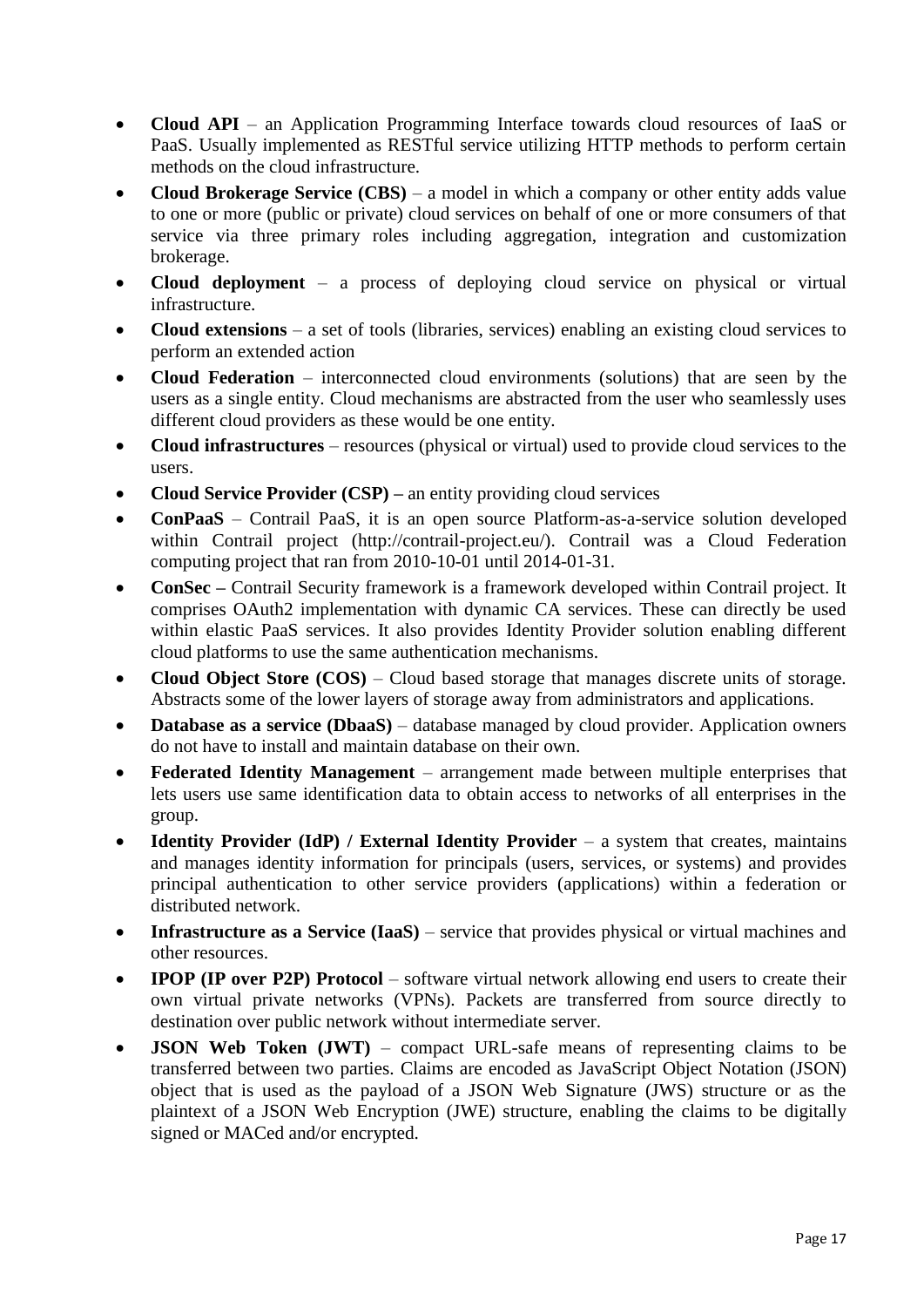- **Cloud API** – an Application Programming Interface towards cloud resources of IaaS or PaaS. Usually implemented as RESTful service utilizing HTTP methods to perform certain methods on the cloud infrastructure.
- **Cloud Brokerage Service (CBS)** – a model in which a company or other entity adds value to one or more (public or private) cloud services on behalf of one or more consumers of that service via three primary roles including aggregation, integration and customization brokerage.
- **Cloud deployment** – a process of deploying cloud service on physical or virtual infrastructure.
- **Cloud extensions** – a set of tools (libraries, services) enabling an existing cloud services to perform an extended action
- **Cloud Federation** – interconnected cloud environments (solutions) that are seen by the users as a single entity. Cloud mechanisms are abstracted from the user who seamlessly uses different cloud providers as these would be one entity.
- **Cloud infrastructures** – resources (physical or virtual) used to provide cloud services to the users.
- **Cloud Service Provider (CSP) –** an entity providing cloud services
- **ConPaaS** – Contrail PaaS, it is an open source Platform-as-a-service solution developed within Contrail project (http://contrail-project.eu/). Contrail was a Cloud Federation computing project that ran from 2010-10-01 until 2014-01-31.
- **ConSec –** Contrail Security framework is a framework developed within Contrail project. It comprises OAuth2 implementation with dynamic CA services. These can directly be used within elastic PaaS services. It also provides Identity Provider solution enabling different cloud platforms to use the same authentication mechanisms.
- **Cloud Object Store (COS)** – Cloud based storage that manages discrete units of storage. Abstracts some of the lower layers of storage away from administrators and applications.
- **Database as a service (DbaaS)** – database managed by cloud provider. Application owners do not have to install and maintain database on their own.
- **Federated Identity Management** – arrangement made between multiple enterprises that lets users use same identification data to obtain access to networks of all enterprises in the group.
- **Identity Provider (IdP) / External Identity Provider** – a system that creates, maintains and manages identity information for principals (users, services, or systems) and provides principal authentication to other service providers (applications) within a federation or distributed network.
- **Infrastructure as a Service (IaaS)** – service that provides physical or virtual machines and other resources.
- **IPOP (IP over P2P) Protocol** – software virtual network allowing end users to create their own virtual private networks (VPNs). Packets are transferred from source directly to destination over public network without intermediate server.
- **JSON Web Token (JWT)** – compact URL-safe means of representing claims to be transferred between two parties. Claims are encoded as JavaScript Object Notation (JSON) object that is used as the payload of a JSON Web Signature (JWS) structure or as the plaintext of a JSON Web Encryption (JWE) structure, enabling the claims to be digitally signed or MACed and/or encrypted.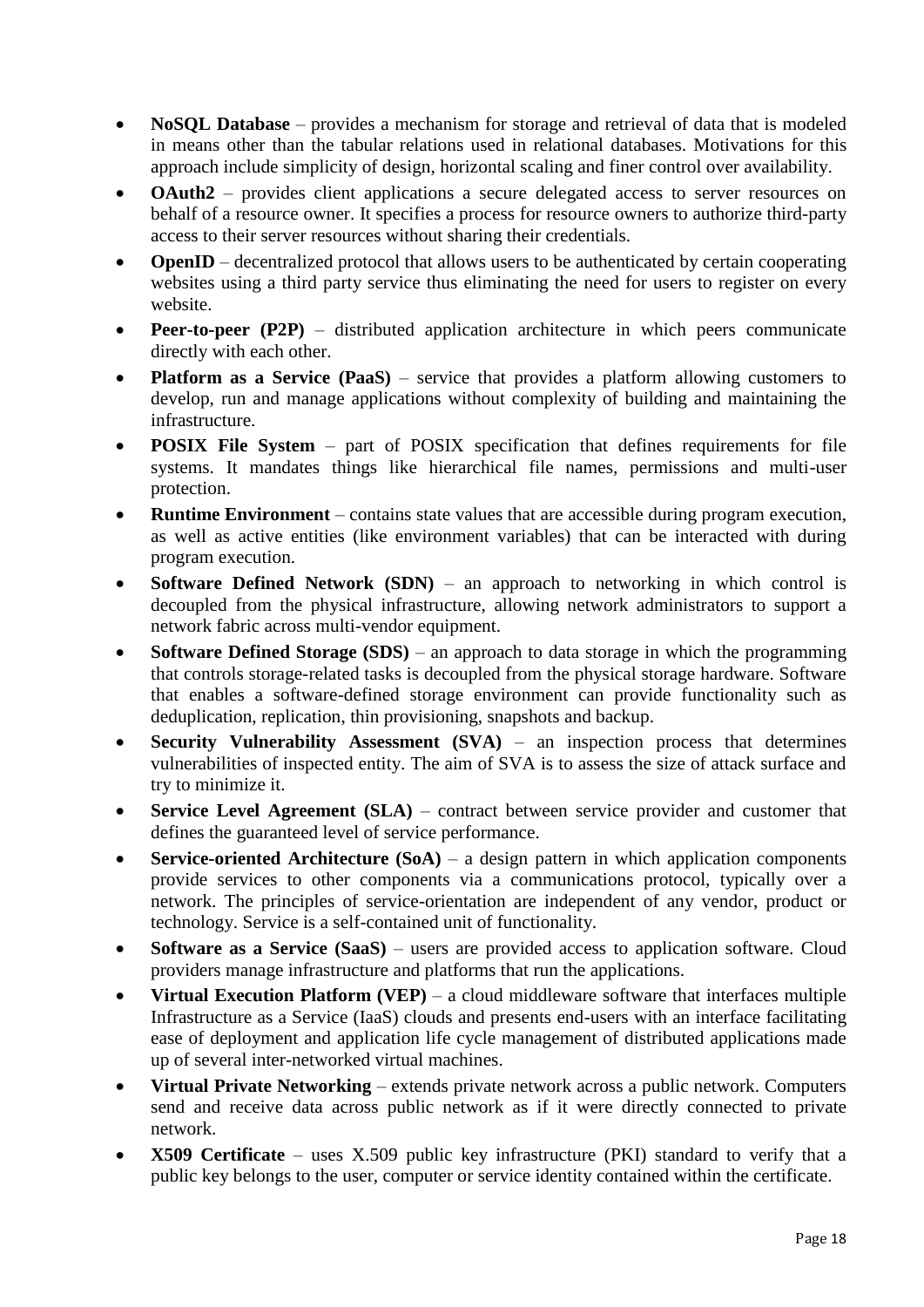- **NoSQL Database** – provides a mechanism for storage and retrieval of data that is modeled in means other than the tabular relations used in relational databases. Motivations for this approach include simplicity of design, horizontal scaling and finer control over availability.
- **OAuth2** – provides client applications a secure delegated access to server resources on behalf of a resource owner. It specifies a process for resource owners to authorize third-party access to their server resources without sharing their credentials.
- **OpenID** – decentralized protocol that allows users to be authenticated by certain cooperating websites using a third party service thus eliminating the need for users to register on every website.
- **Peer-to-peer (P2P)** – distributed application architecture in which peers communicate directly with each other.
- **Platform as a Service (PaaS)** – service that provides a platform allowing customers to develop, run and manage applications without complexity of building and maintaining the infrastructure.
- **POSIX File System** – part of POSIX specification that defines requirements for file systems. It mandates things like hierarchical file names, permissions and multi-user protection.
- **Runtime Environment** – contains state values that are accessible during program execution, as well as active entities (like environment variables) that can be interacted with during program execution.
- **Software Defined Network (SDN)** – an approach to networking in which control is decoupled from the physical infrastructure, allowing network administrators to support a network fabric across multi-vendor equipment.
- **Software Defined Storage (SDS)** – an approach to data storage in which the programming that controls storage-related tasks is decoupled from the physical storage hardware. Software that enables a software-defined storage environment can provide functionality such as deduplication, replication, thin provisioning, snapshots and backup.
- **Security Vulnerability Assessment (SVA)** – an inspection process that determines vulnerabilities of inspected entity. The aim of SVA is to assess the size of attack surface and try to minimize it.
- **Service Level Agreement (SLA)** – contract between service provider and customer that defines the guaranteed level of service performance.
- **Service-oriented Architecture (SoA)** – a design pattern in which application components provide services to other components via a communications protocol, typically over a network. The principles of service-orientation are independent of any vendor, product or technology. Service is a self-contained unit of functionality.
- **Software as a Service (SaaS)** – users are provided access to application software. Cloud providers manage infrastructure and platforms that run the applications.
- **Virtual Execution Platform (VEP)** – a cloud middleware software that interfaces multiple Infrastructure as a Service (IaaS) clouds and presents end-users with an interface facilitating ease of deployment and application life cycle management of distributed applications made up of several inter-networked virtual machines.
- **Virtual Private Networking** – extends private network across a public network. Computers send and receive data across public network as if it were directly connected to private network.
- **X509 Certificate** – uses X.509 public key infrastructure (PKI) standard to verify that a public key belongs to the user, computer or service identity contained within the certificate.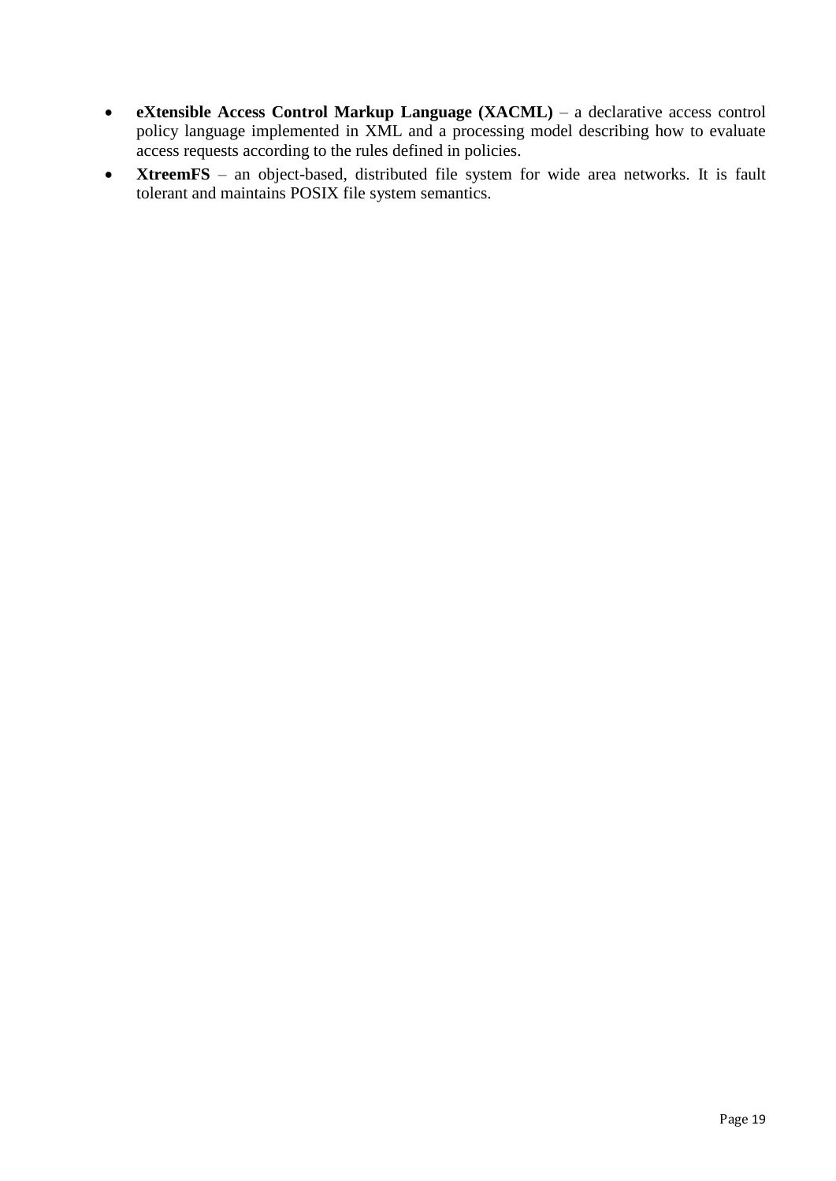- **eXtensible Access Control Markup Language (XACML)** – a declarative access control policy language implemented in XML and a processing model describing how to evaluate access requests according to the rules defined in policies.
- **XtreemFS** – an object-based, distributed file system for wide area networks. It is fault tolerant and maintains POSIX file system semantics.